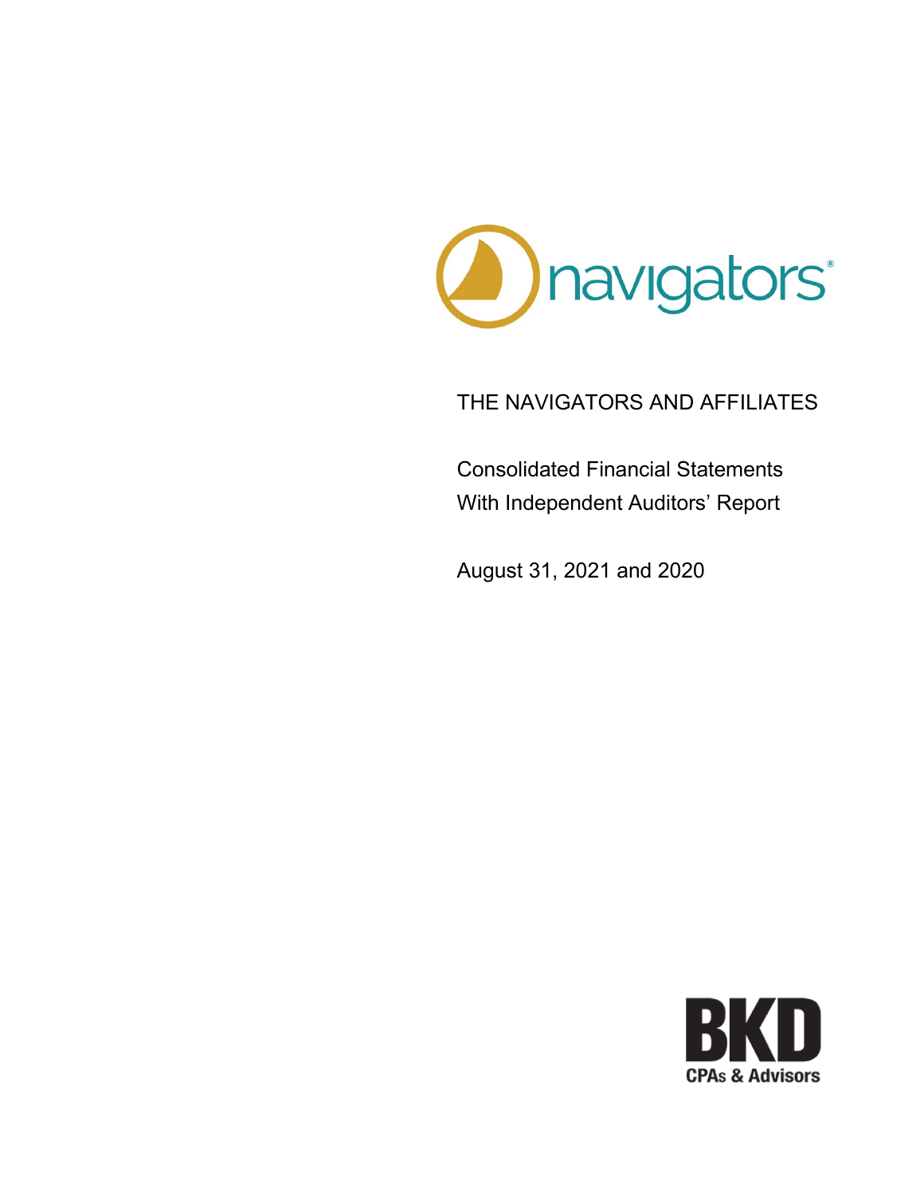navigators®

# THE NAVIGATORS AND AFFILIATES

Consolidated Financial Statements
With Independent Auditors' Report

August 31, 2021 and 2020

BKD
CPAs & Advisors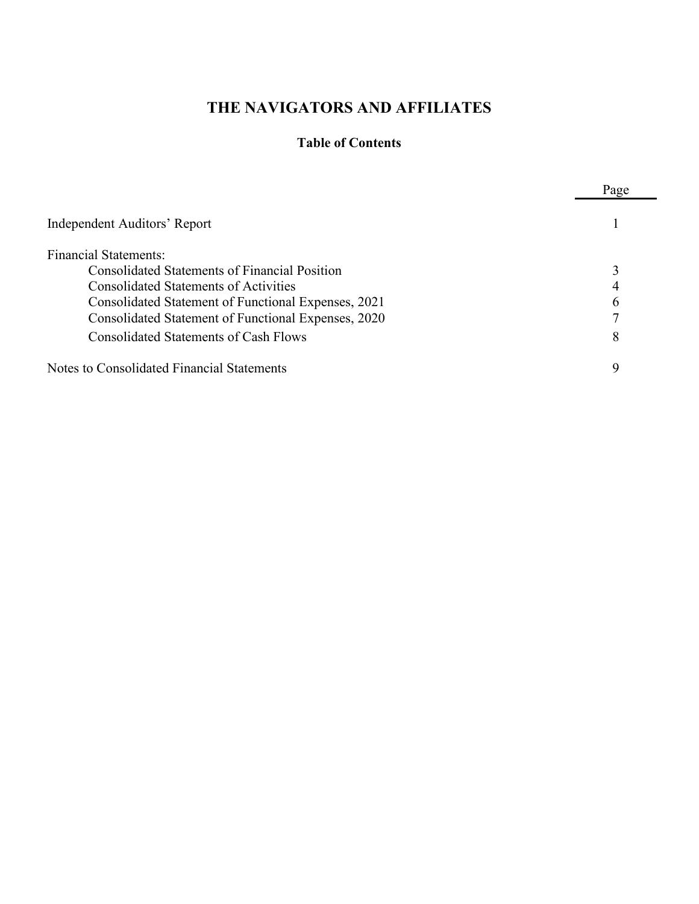# THE NAVIGATORS AND AFFILIATES

## Table of Contents

| | Page |
|---|---|
| Independent Auditors' Report | 1 |
| Financial Statements: | |
| Consolidated Statements of Financial Position | 3 |
| Consolidated Statements of Activities | 4 |
| Consolidated Statement of Functional Expenses, 2021 | 6 |
| Consolidated Statement of Functional Expenses, 2020 | 7 |
| Consolidated Statements of Cash Flows | 8 |
| Notes to Consolidated Financial Statements | 9 |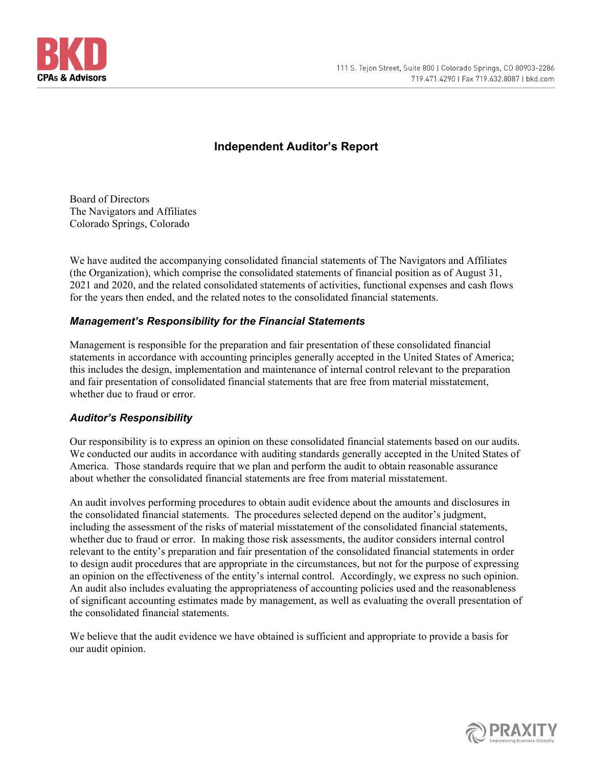# Independent Auditor's Report

Board of Directors
The Navigators and Affiliates
Colorado Springs, Colorado

We have audited the accompanying consolidated financial statements of The Navigators and Affiliates (the Organization), which comprise the consolidated statements of financial position as of August 31, 2021 and 2020, and the related consolidated statements of activities, functional expenses and cash flows for the years then ended, and the related notes to the consolidated financial statements.

### *Management's Responsibility for the Financial Statements*

Management is responsible for the preparation and fair presentation of these consolidated financial statements in accordance with accounting principles generally accepted in the United States of America; this includes the design, implementation and maintenance of internal control relevant to the preparation and fair presentation of consolidated financial statements that are free from material misstatement, whether due to fraud or error.

### *Auditor's Responsibility*

Our responsibility is to express an opinion on these consolidated financial statements based on our audits. We conducted our audits in accordance with auditing standards generally accepted in the United States of America. Those standards require that we plan and perform the audit to obtain reasonable assurance about whether the consolidated financial statements are free from material misstatement.

An audit involves performing procedures to obtain audit evidence about the amounts and disclosures in the consolidated financial statements. The procedures selected depend on the auditor's judgment, including the assessment of the risks of material misstatement of the consolidated financial statements, whether due to fraud or error. In making those risk assessments, the auditor considers internal control relevant to the entity's preparation and fair presentation of the consolidated financial statements in order to design audit procedures that are appropriate in the circumstances, but not for the purpose of expressing an opinion on the effectiveness of the entity's internal control. Accordingly, we express no such opinion. An audit also includes evaluating the appropriateness of accounting policies used and the reasonableness of significant accounting estimates made by management, as well as evaluating the overall presentation of the consolidated financial statements.

We believe that the audit evidence we have obtained is sufficient and appropriate to provide a basis for our audit opinion.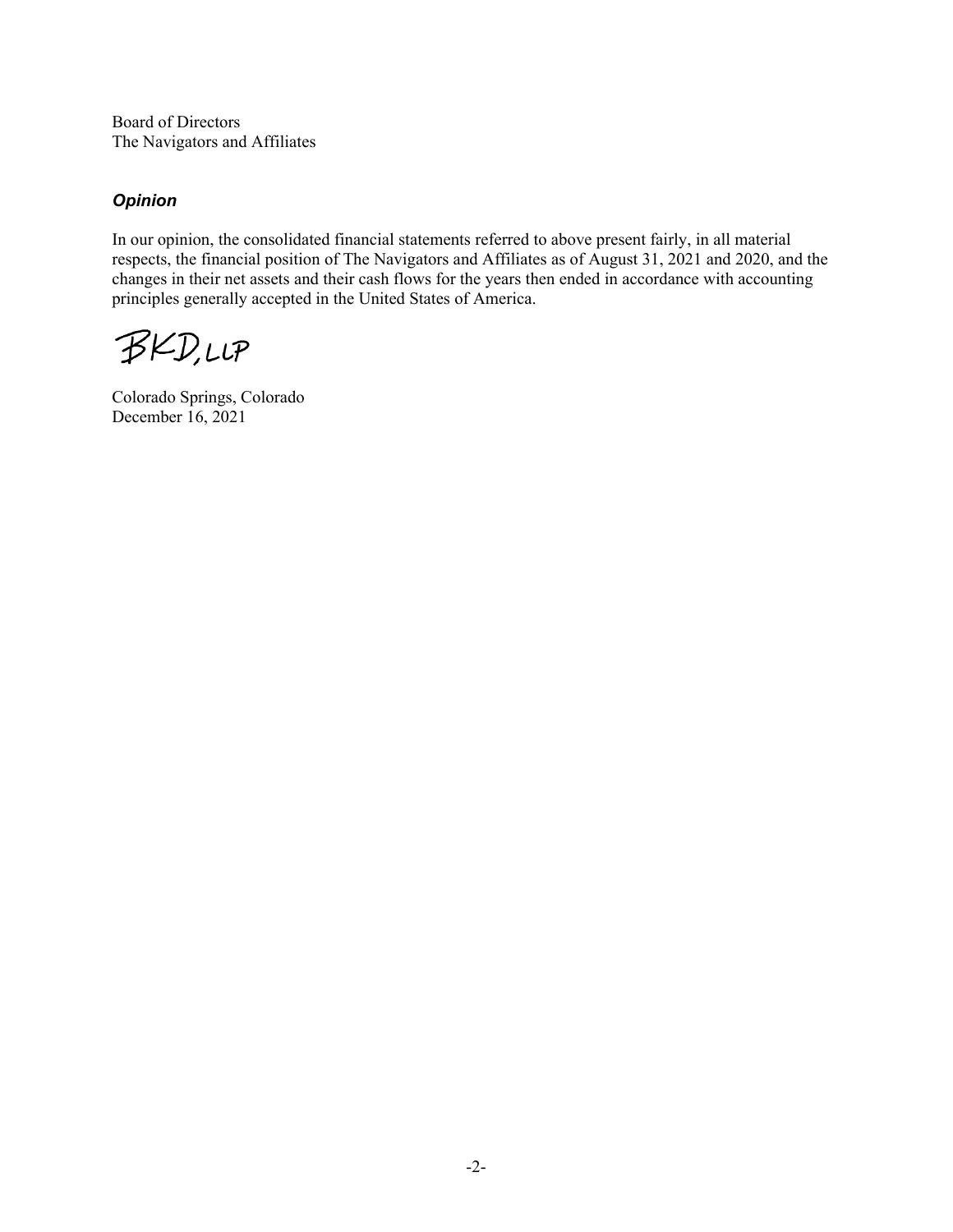Board of Directors
The Navigators and Affiliates

### *Opinion*

In our opinion, the consolidated financial statements referred to above present fairly, in all material respects, the financial position of The Navigators and Affiliates as of August 31, 2021 and 2020, and the changes in their net assets and their cash flows for the years then ended in accordance with accounting principles generally accepted in the United States of America.

BKD, LLP

Colorado Springs, Colorado
December 16, 2021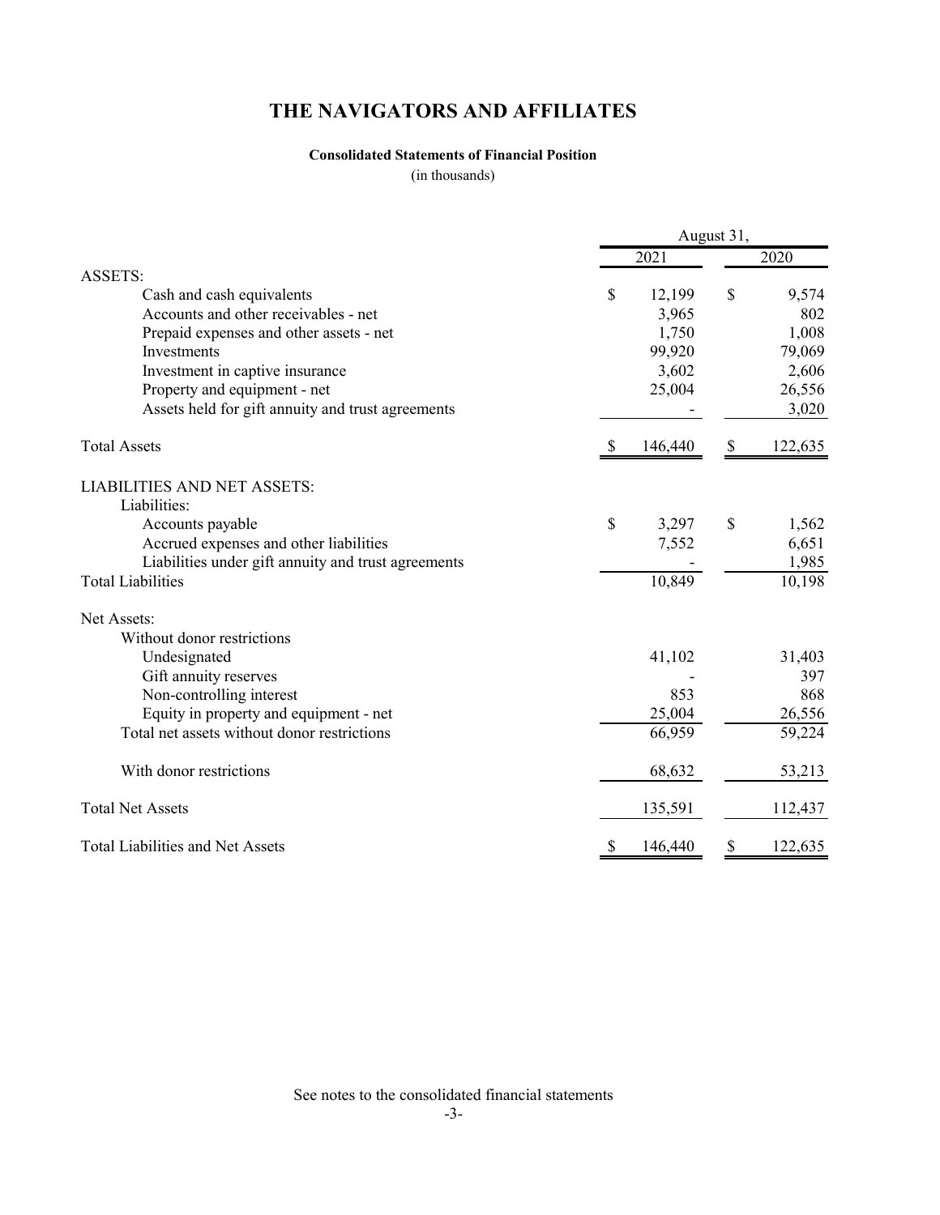# THE NAVIGATORS AND AFFILIATES

**Consolidated Statements of Financial Position**

(in thousands)

| | August 31, 2021 | August 31, 2020 |
|---|---|---|
| **ASSETS:** | | |
| Cash and cash equivalents | $ 12,199 | $ 9,574 |
| Accounts and other receivables - net | 3,965 | 802 |
| Prepaid expenses and other assets - net | 1,750 | 1,008 |
| Investments | 99,920 | 79,069 |
| Investment in captive insurance | 3,602 | 2,606 |
| Property and equipment - net | 25,004 | 26,556 |
| Assets held for gift annuity and trust agreements | - | 3,020 |
| Total Assets | $ 146,440 | $ 122,635 |
| **LIABILITIES AND NET ASSETS:** | | |
| Liabilities: | | |
| Accounts payable | $ 3,297 | $ 1,562 |
| Accrued expenses and other liabilities | 7,552 | 6,651 |
| Liabilities under gift annuity and trust agreements | - | 1,985 |
| Total Liabilities | 10,849 | 10,198 |
| Net Assets: | | |
| Without donor restrictions | | |
| Undesignated | 41,102 | 31,403 |
| Gift annuity reserves | - | 397 |
| Non-controlling interest | 853 | 868 |
| Equity in property and equipment - net | 25,004 | 26,556 |
| Total net assets without donor restrictions | 66,959 | 59,224 |
| With donor restrictions | 68,632 | 53,213 |
| Total Net Assets | 135,591 | 112,437 |
| Total Liabilities and Net Assets | $ 146,440 | $ 122,635 |

See notes to the consolidated financial statements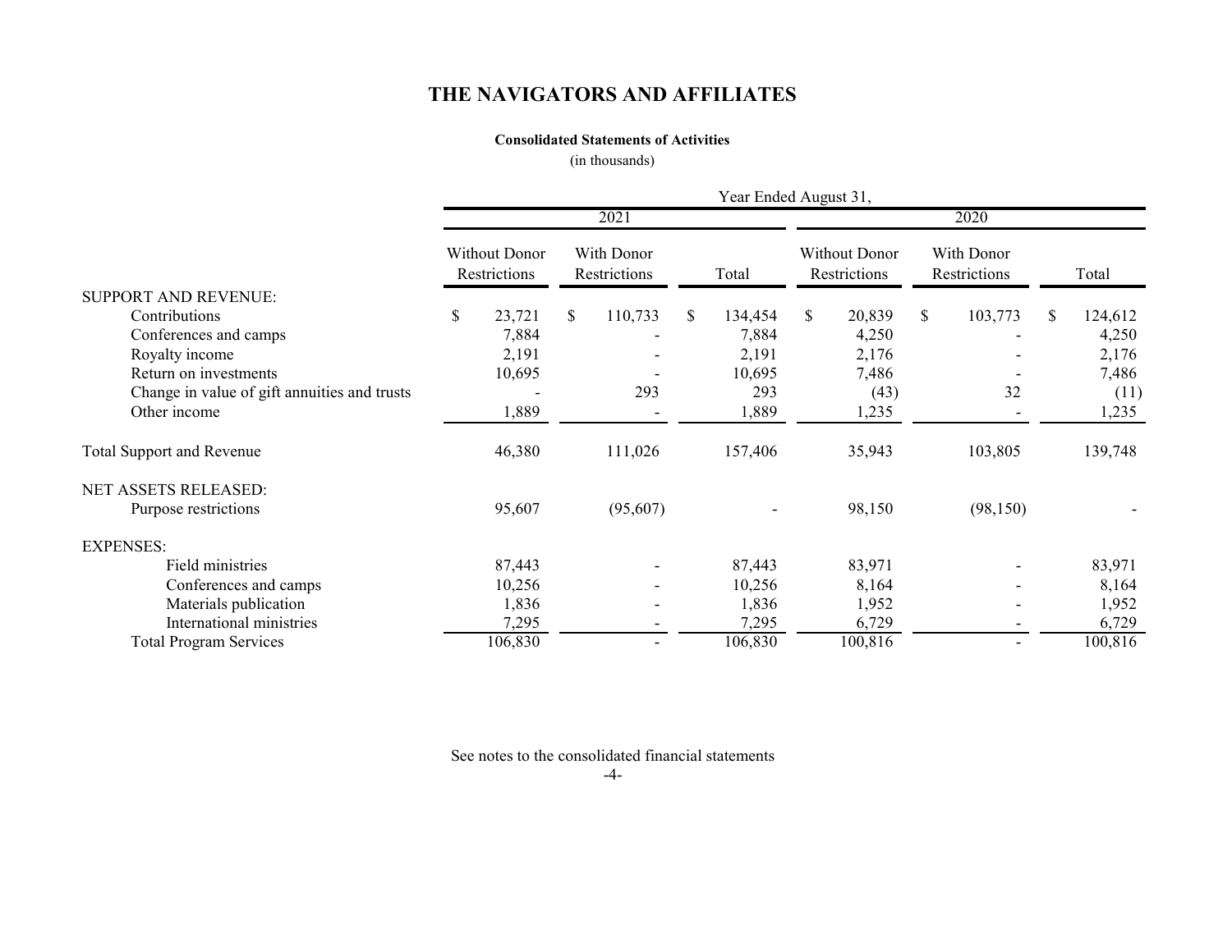# THE NAVIGATORS AND AFFILIATES

**Consolidated Statements of Activities**

(in thousands)

| | Year Ended August 31, | | | | | |
|---|---|---|---|---|---|---|
| | 2021 | | | 2020 | | |
| | Without Donor Restrictions | With Donor Restrictions | Total | Without Donor Restrictions | With Donor Restrictions | Total |
| SUPPORT AND REVENUE: | | | | | | |
| Contributions | $ 23,721 | $ 110,733 | $ 134,454 | $ 20,839 | $ 103,773 | $ 124,612 |
| Conferences and camps | 7,884 | - | 7,884 | 4,250 | - | 4,250 |
| Royalty income | 2,191 | - | 2,191 | 2,176 | - | 2,176 |
| Return on investments | 10,695 | - | 10,695 | 7,486 | - | 7,486 |
| Change in value of gift annuities and trusts | - | 293 | 293 | (43) | 32 | (11) |
| Other income | 1,889 | - | 1,889 | 1,235 | - | 1,235 |
| Total Support and Revenue | 46,380 | 111,026 | 157,406 | 35,943 | 103,805 | 139,748 |
| NET ASSETS RELEASED: | | | | | | |
| Purpose restrictions | 95,607 | (95,607) | - | 98,150 | (98,150) | - |
| EXPENSES: | | | | | | |
| Field ministries | 87,443 | - | 87,443 | 83,971 | - | 83,971 |
| Conferences and camps | 10,256 | - | 10,256 | 8,164 | - | 8,164 |
| Materials publication | 1,836 | - | 1,836 | 1,952 | - | 1,952 |
| International ministries | 7,295 | - | 7,295 | 6,729 | - | 6,729 |
| Total Program Services | 106,830 | - | 106,830 | 100,816 | - | 100,816 |

See notes to the consolidated financial statements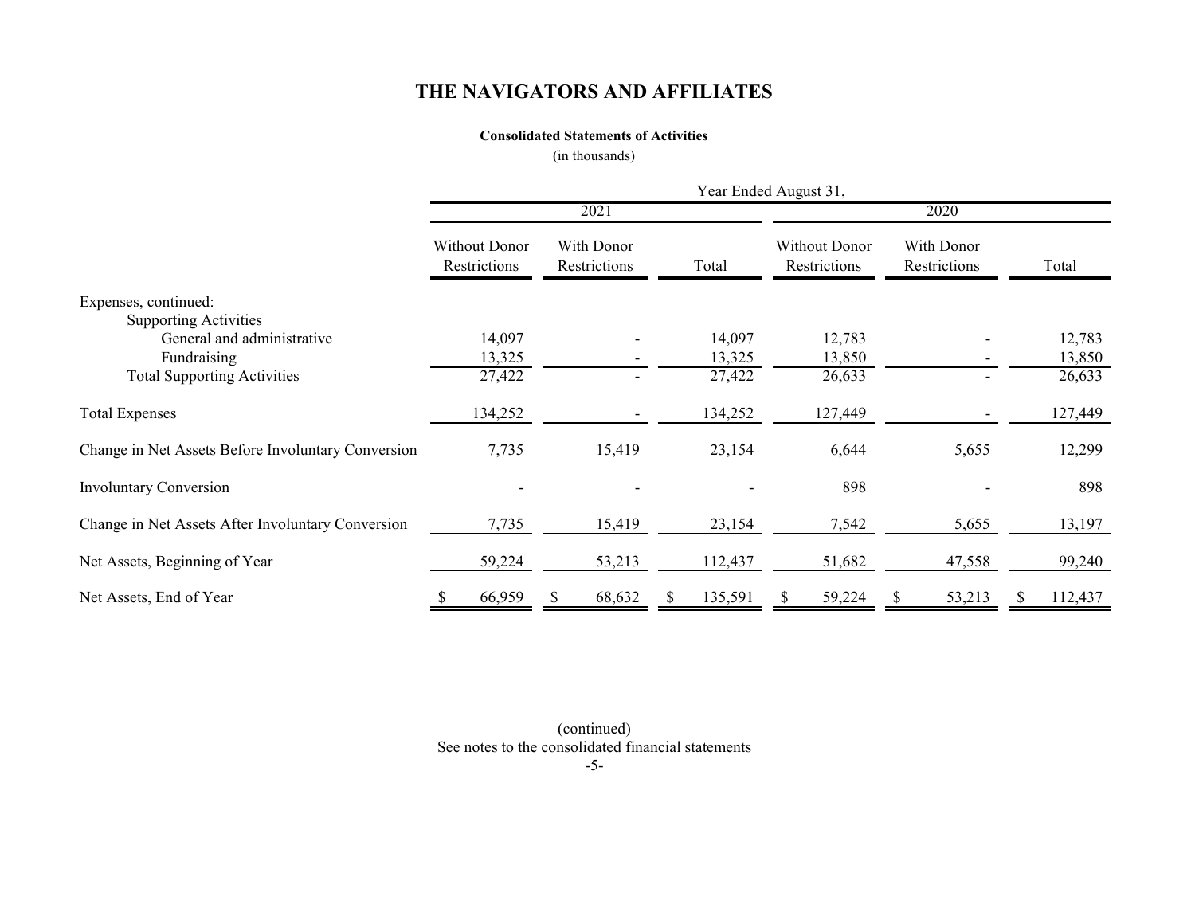# THE NAVIGATORS AND AFFILIATES

**Consolidated Statements of Activities**

(in thousands)

| | Year Ended August 31, | | | | | |
|---|---|---|---|---|---|---|
| | 2021 | | | 2020 | | |
| | Without Donor Restrictions | With Donor Restrictions | Total | Without Donor Restrictions | With Donor Restrictions | Total |
| Expenses, continued: | | | | | | |
| Supporting Activities | | | | | | |
| General and administrative | 14,097 | - | 14,097 | 12,783 | - | 12,783 |
| Fundraising | 13,325 | - | 13,325 | 13,850 | - | 13,850 |
| Total Supporting Activities | 27,422 | - | 27,422 | 26,633 | - | 26,633 |
| Total Expenses | 134,252 | - | 134,252 | 127,449 | - | 127,449 |
| Change in Net Assets Before Involuntary Conversion | 7,735 | 15,419 | 23,154 | 6,644 | 5,655 | 12,299 |
| Involuntary Conversion | - | - | - | 898 | - | 898 |
| Change in Net Assets After Involuntary Conversion | 7,735 | 15,419 | 23,154 | 7,542 | 5,655 | 13,197 |
| Net Assets, Beginning of Year | 59,224 | 53,213 | 112,437 | 51,682 | 47,558 | 99,240 |
| Net Assets, End of Year | $ 66,959 | $ 68,632 | $ 135,591 | $ 59,224 | $ 53,213 | $ 112,437 |

(continued)

See notes to the consolidated financial statements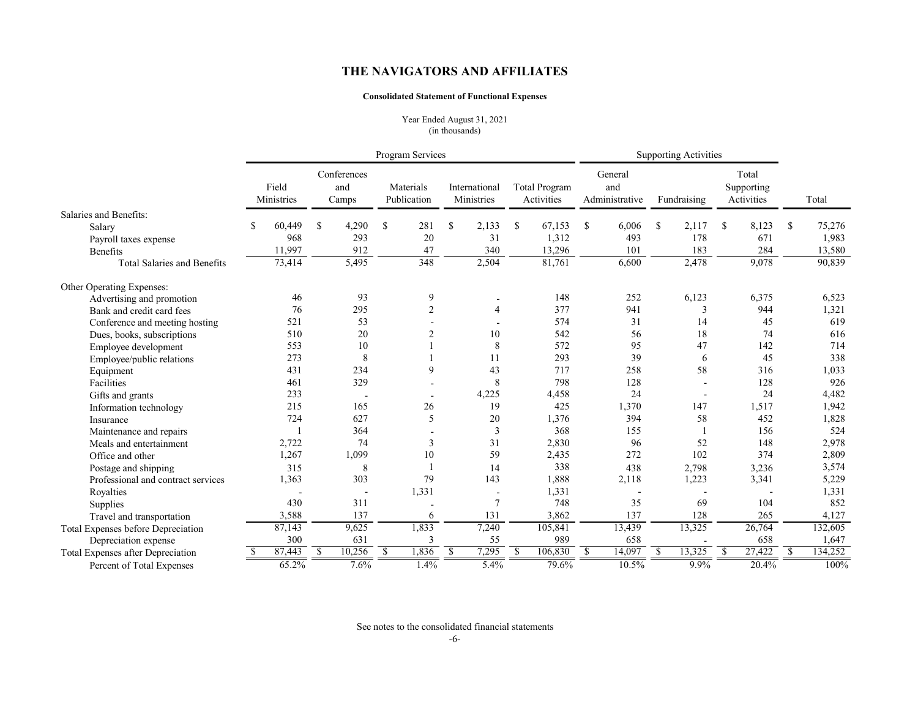# THE NAVIGATORS AND AFFILIATES

**Consolidated Statement of Functional Expenses**

Year Ended August 31, 2021
(in thousands)

| | Program Services | | | | | Supporting Activities | | | |
|---|---|---|---|---|---|---|---|---|---|
| | Field Ministries | Conferences and Camps | Materials Publication | International Ministries | Total Program Activities | General and Administrative | Fundraising | Total Supporting Activities | Total |
| Salaries and Benefits: | | | | | | | | | |
| Salary | $ 60,449 | $ 4,290 | $ 281 | $ 2,133 | $ 67,153 | $ 6,006 | $ 2,117 | $ 8,123 | $ 75,276 |
| Payroll taxes expense | 968 | 293 | 20 | 31 | 1,312 | 493 | 178 | 671 | 1,983 |
| Benefits | 11,997 | 912 | 47 | 340 | 13,296 | 101 | 183 | 284 | 13,580 |
| Total Salaries and Benefits | 73,414 | 5,495 | 348 | 2,504 | 81,761 | 6,600 | 2,478 | 9,078 | 90,839 |
| Other Operating Expenses: | | | | | | | | | |
| Advertising and promotion | 46 | 93 | 9 | - | 148 | 252 | 6,123 | 6,375 | 6,523 |
| Bank and credit card fees | 76 | 295 | 2 | 4 | 377 | 941 | 3 | 944 | 1,321 |
| Conference and meeting hosting | 521 | 53 | - | - | 574 | 31 | 14 | 45 | 619 |
| Dues, books, subscriptions | 510 | 20 | 2 | 10 | 542 | 56 | 18 | 74 | 616 |
| Employee development | 553 | 10 | 1 | 8 | 572 | 95 | 47 | 142 | 714 |
| Employee/public relations | 273 | 8 | 1 | 11 | 293 | 39 | 6 | 45 | 338 |
| Equipment | 431 | 234 | 9 | 43 | 717 | 258 | 58 | 316 | 1,033 |
| Facilities | 461 | 329 | - | 8 | 798 | 128 | - | 128 | 926 |
| Gifts and grants | 233 | - | - | 4,225 | 4,458 | 24 | - | 24 | 4,482 |
| Information technology | 215 | 165 | 26 | 19 | 425 | 1,370 | 147 | 1,517 | 1,942 |
| Insurance | 724 | 627 | 5 | 20 | 1,376 | 394 | 58 | 452 | 1,828 |
| Maintenance and repairs | 1 | 364 | - | 3 | 368 | 155 | 1 | 156 | 524 |
| Meals and entertainment | 2,722 | 74 | 3 | 31 | 2,830 | 96 | 52 | 148 | 2,978 |
| Office and other | 1,267 | 1,099 | 10 | 59 | 2,435 | 272 | 102 | 374 | 2,809 |
| Postage and shipping | 315 | 8 | 1 | 14 | 338 | 438 | 2,798 | 3,236 | 3,574 |
| Professional and contract services | 1,363 | 303 | 79 | 143 | 1,888 | 2,118 | 1,223 | 3,341 | 5,229 |
| Royalties | - | - | 1,331 | - | 1,331 | - | - | - | 1,331 |
| Supplies | 430 | 311 | - | 7 | 748 | 35 | 69 | 104 | 852 |
| Travel and transportation | 3,588 | 137 | 6 | 131 | 3,862 | 137 | 128 | 265 | 4,127 |
| Total Expenses before Depreciation | 87,143 | 9,625 | 1,833 | 7,240 | 105,841 | 13,439 | 13,325 | 26,764 | 132,605 |
| Depreciation expense | 300 | 631 | 3 | 55 | 989 | 658 | - | 658 | 1,647 |
| Total Expenses after Depreciation | $ 87,443 | $ 10,256 | $ 1,836 | $ 7,295 | $ 106,830 | $ 14,097 | $ 13,325 | $ 27,422 | $ 134,252 |
| Percent of Total Expenses | 65.2% | 7.6% | 1.4% | 5.4% | 79.6% | 10.5% | 9.9% | 20.4% | 100% |

See notes to the consolidated financial statements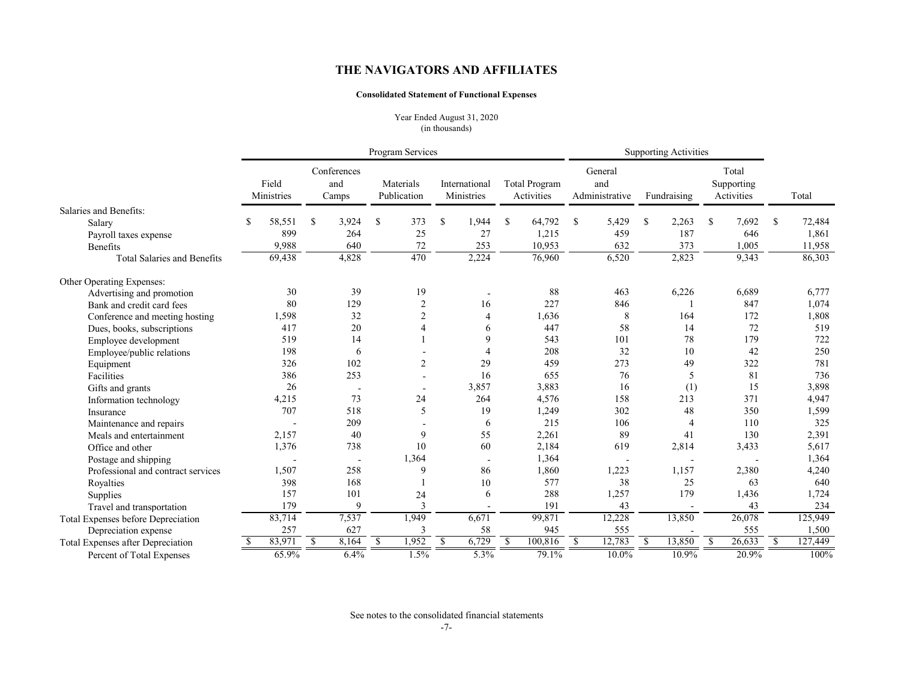# THE NAVIGATORS AND AFFILIATES

**Consolidated Statement of Functional Expenses**

Year Ended August 31, 2020
(in thousands)

| | Program Services | | | | | Supporting Activities | | | |
|---|---|---|---|---|---|---|---|---|---|
| | Field Ministries | Conferences and Camps | Materials Publication | International Ministries | Total Program Activities | General and Administrative | Fundraising | Total Supporting Activities | Total |
| Salaries and Benefits: | | | | | | | | | |
| Salary | $ 58,551 | $ 3,924 | $ 373 | $ 1,944 | $ 64,792 | $ 5,429 | $ 2,263 | $ 7,692 | $ 72,484 |
| Payroll taxes expense | 899 | 264 | 25 | 27 | 1,215 | 459 | 187 | 646 | 1,861 |
| Benefits | 9,988 | 640 | 72 | 253 | 10,953 | 632 | 373 | 1,005 | 11,958 |
| Total Salaries and Benefits | 69,438 | 4,828 | 470 | 2,224 | 76,960 | 6,520 | 2,823 | 9,343 | 86,303 |
| Other Operating Expenses: | | | | | | | | | |
| Advertising and promotion | 30 | 39 | 19 | - | 88 | 463 | 6,226 | 6,689 | 6,777 |
| Bank and credit card fees | 80 | 129 | 2 | 16 | 227 | 846 | 1 | 847 | 1,074 |
| Conference and meeting hosting | 1,598 | 32 | 2 | 4 | 1,636 | 8 | 164 | 172 | 1,808 |
| Dues, books, subscriptions | 417 | 20 | 4 | 6 | 447 | 58 | 14 | 72 | 519 |
| Employee development | 519 | 14 | 1 | 9 | 543 | 101 | 78 | 179 | 722 |
| Employee/public relations | 198 | 6 | - | 4 | 208 | 32 | 10 | 42 | 250 |
| Equipment | 326 | 102 | 2 | 29 | 459 | 273 | 49 | 322 | 781 |
| Facilities | 386 | 253 | - | 16 | 655 | 76 | 5 | 81 | 736 |
| Gifts and grants | 26 | - | - | 3,857 | 3,883 | 16 | (1) | 15 | 3,898 |
| Information technology | 4,215 | 73 | 24 | 264 | 4,576 | 158 | 213 | 371 | 4,947 |
| Insurance | 707 | 518 | 5 | 19 | 1,249 | 302 | 48 | 350 | 1,599 |
| Maintenance and repairs | - | 209 | - | 6 | 215 | 106 | 4 | 110 | 325 |
| Meals and entertainment | 2,157 | 40 | 9 | 55 | 2,261 | 89 | 41 | 130 | 2,391 |
| Office and other | 1,376 | 738 | 10 | 60 | 2,184 | 619 | 2,814 | 3,433 | 5,617 |
| Postage and shipping | - | - | 1,364 | - | 1,364 | - | - | - | 1,364 |
| Professional and contract services | 1,507 | 258 | 9 | 86 | 1,860 | 1,223 | 1,157 | 2,380 | 4,240 |
| Royalties | 398 | 168 | 1 | 10 | 577 | 38 | 25 | 63 | 640 |
| Supplies | 157 | 101 | 24 | 6 | 288 | 1,257 | 179 | 1,436 | 1,724 |
| Travel and transportation | 179 | 9 | 3 | - | 191 | 43 | - | 43 | 234 |
| Total Expenses before Depreciation | 83,714 | 7,537 | 1,949 | 6,671 | 99,871 | 12,228 | 13,850 | 26,078 | 125,949 |
| Depreciation expense | 257 | 627 | 3 | 58 | 945 | 555 | - | 555 | 1,500 |
| Total Expenses after Depreciation | $ 83,971 | $ 8,164 | $ 1,952 | $ 6,729 | $ 100,816 | $ 12,783 | $ 13,850 | $ 26,633 | $ 127,449 |
| Percent of Total Expenses | 65.9% | 6.4% | 1.5% | 5.3% | 79.1% | 10.0% | 10.9% | 20.9% | 100% |

See notes to the consolidated financial statements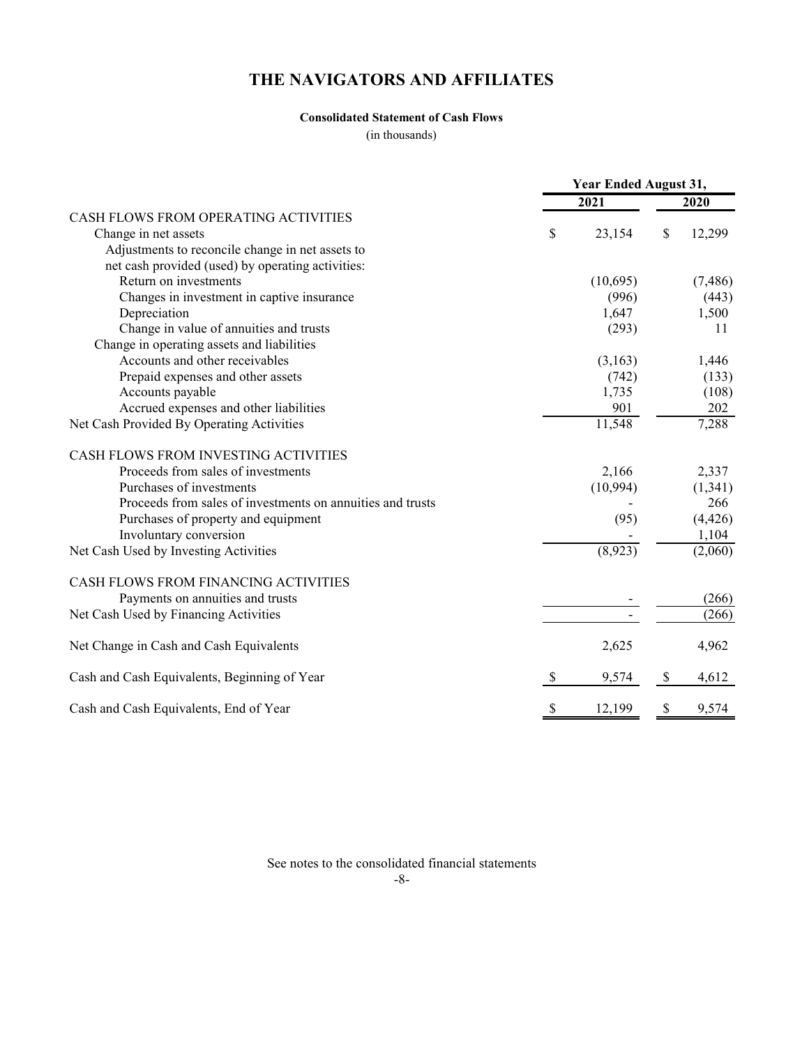# THE NAVIGATORS AND AFFILIATES

**Consolidated Statement of Cash Flows**

(in thousands)

| | Year Ended August 31, | |
|---|---|---|
| | **2021** | **2020** |
| CASH FLOWS FROM OPERATING ACTIVITIES | | |
| Change in net assets | $ 23,154 | $ 12,299 |
| Adjustments to reconcile change in net assets to net cash provided (used) by operating activities: | | |
| Return on investments | (10,695) | (7,486) |
| Changes in investment in captive insurance | (996) | (443) |
| Depreciation | 1,647 | 1,500 |
| Change in value of annuities and trusts | (293) | 11 |
| Change in operating assets and liabilities | | |
| Accounts and other receivables | (3,163) | 1,446 |
| Prepaid expenses and other assets | (742) | (133) |
| Accounts payable | 1,735 | (108) |
| Accrued expenses and other liabilities | 901 | 202 |
| Net Cash Provided By Operating Activities | 11,548 | 7,288 |
| CASH FLOWS FROM INVESTING ACTIVITIES | | |
| Proceeds from sales of investments | 2,166 | 2,337 |
| Purchases of investments | (10,994) | (1,341) |
| Proceeds from sales of investments on annuities and trusts | - | 266 |
| Purchases of property and equipment | (95) | (4,426) |
| Involuntary conversion | - | 1,104 |
| Net Cash Used by Investing Activities | (8,923) | (2,060) |
| CASH FLOWS FROM FINANCING ACTIVITIES | | |
| Payments on annuities and trusts | - | (266) |
| Net Cash Used by Financing Activities | - | (266) |
| Net Change in Cash and Cash Equivalents | 2,625 | 4,962 |
| Cash and Cash Equivalents, Beginning of Year | $ 9,574 | $ 4,612 |
| Cash and Cash Equivalents, End of Year | $ 12,199 | $ 9,574 |

See notes to the consolidated financial statements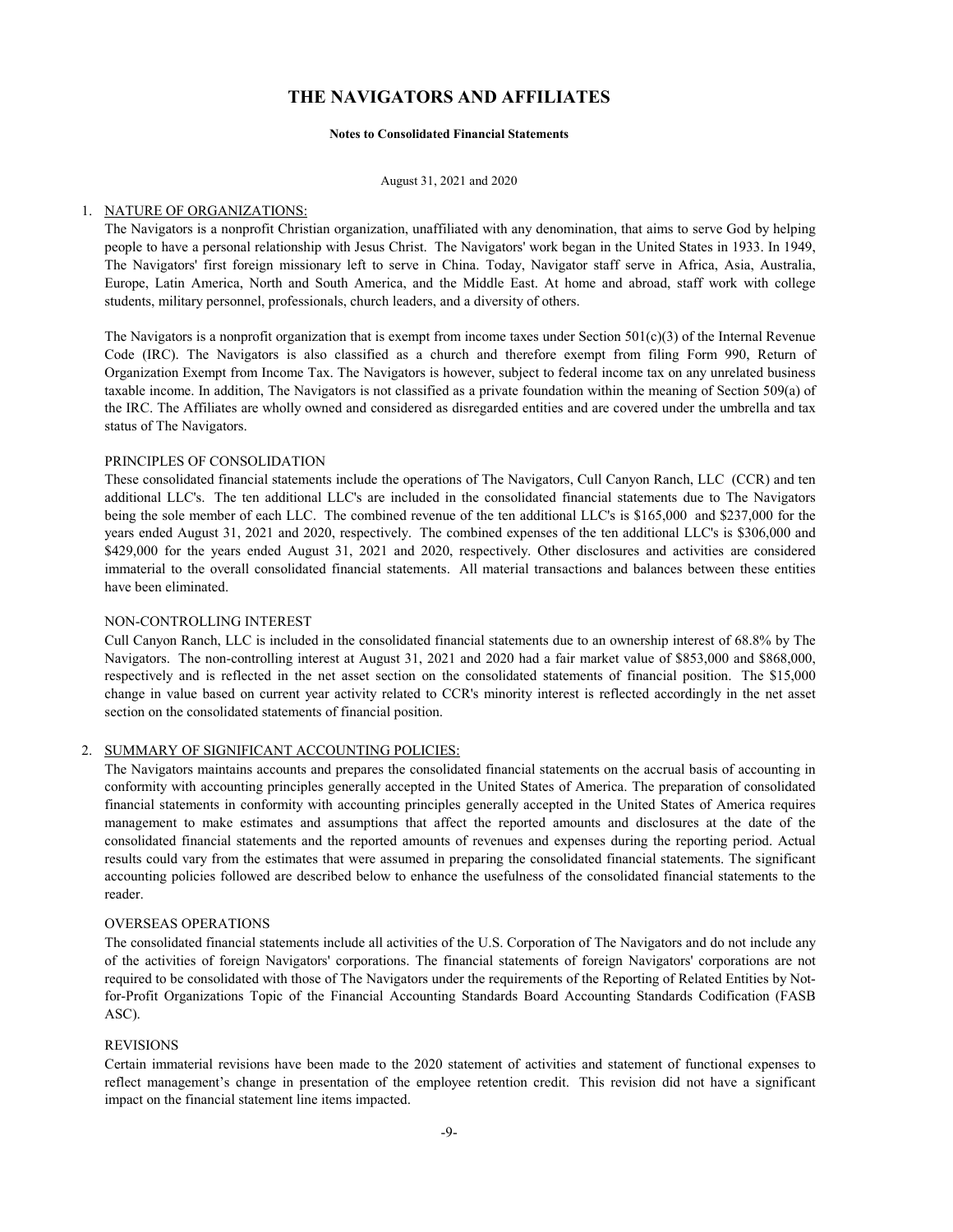# THE NAVIGATORS AND AFFILIATES

**Notes to Consolidated Financial Statements**

August 31, 2021 and 2020

1. NATURE OF ORGANIZATIONS:

The Navigators is a nonprofit Christian organization, unaffiliated with any denomination, that aims to serve God by helping people to have a personal relationship with Jesus Christ. The Navigators' work began in the United States in 1933. In 1949, The Navigators' first foreign missionary left to serve in China. Today, Navigator staff serve in Africa, Asia, Australia, Europe, Latin America, North and South America, and the Middle East. At home and abroad, staff work with college students, military personnel, professionals, church leaders, and a diversity of others.

The Navigators is a nonprofit organization that is exempt from income taxes under Section 501(c)(3) of the Internal Revenue Code (IRC). The Navigators is also classified as a church and therefore exempt from filing Form 990, Return of Organization Exempt from Income Tax. The Navigators is however, subject to federal income tax on any unrelated business taxable income. In addition, The Navigators is not classified as a private foundation within the meaning of Section 509(a) of the IRC. The Affiliates are wholly owned and considered as disregarded entities and are covered under the umbrella and tax status of The Navigators.

PRINCIPLES OF CONSOLIDATION

These consolidated financial statements include the operations of The Navigators, Cull Canyon Ranch, LLC (CCR) and ten additional LLC's. The ten additional LLC's are included in the consolidated financial statements due to The Navigators being the sole member of each LLC. The combined revenue of the ten additional LLC's is $165,000 and $237,000 for the years ended August 31, 2021 and 2020, respectively. The combined expenses of the ten additional LLC's is $306,000 and $429,000 for the years ended August 31, 2021 and 2020, respectively. Other disclosures and activities are considered immaterial to the overall consolidated financial statements. All material transactions and balances between these entities have been eliminated.

NON-CONTROLLING INTEREST

Cull Canyon Ranch, LLC is included in the consolidated financial statements due to an ownership interest of 68.8% by The Navigators. The non-controlling interest at August 31, 2021 and 2020 had a fair market value of $853,000 and $868,000, respectively and is reflected in the net asset section on the consolidated statements of financial position. The $15,000 change in value based on current year activity related to CCR's minority interest is reflected accordingly in the net asset section on the consolidated statements of financial position.

2. SUMMARY OF SIGNIFICANT ACCOUNTING POLICIES:

The Navigators maintains accounts and prepares the consolidated financial statements on the accrual basis of accounting in conformity with accounting principles generally accepted in the United States of America. The preparation of consolidated financial statements in conformity with accounting principles generally accepted in the United States of America requires management to make estimates and assumptions that affect the reported amounts and disclosures at the date of the consolidated financial statements and the reported amounts of revenues and expenses during the reporting period. Actual results could vary from the estimates that were assumed in preparing the consolidated financial statements. The significant accounting policies followed are described below to enhance the usefulness of the consolidated financial statements to the reader.

OVERSEAS OPERATIONS

The consolidated financial statements include all activities of the U.S. Corporation of The Navigators and do not include any of the activities of foreign Navigators' corporations. The financial statements of foreign Navigators' corporations are not required to be consolidated with those of The Navigators under the requirements of the Reporting of Related Entities by Not-for-Profit Organizations Topic of the Financial Accounting Standards Board Accounting Standards Codification (FASB ASC).

REVISIONS

Certain immaterial revisions have been made to the 2020 statement of activities and statement of functional expenses to reflect management's change in presentation of the employee retention credit. This revision did not have a significant impact on the financial statement line items impacted.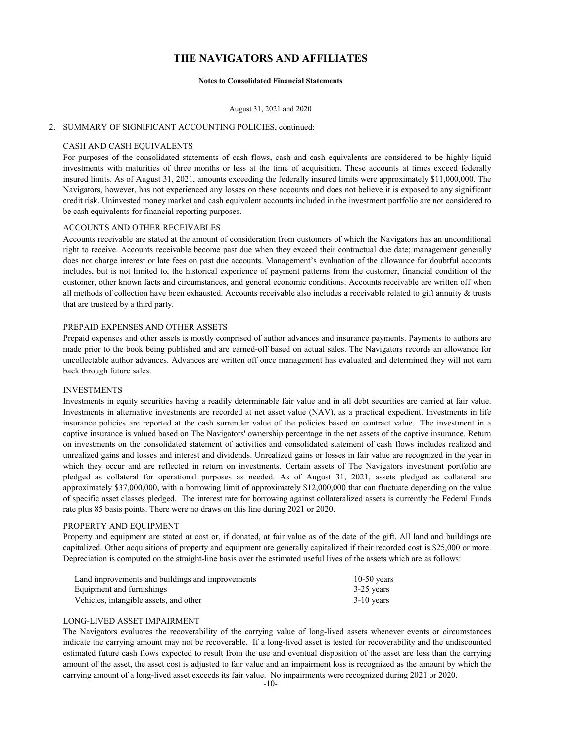# THE NAVIGATORS AND AFFILIATES

**Notes to Consolidated Financial Statements**

August 31, 2021 and 2020

## 2. SUMMARY OF SIGNIFICANT ACCOUNTING POLICIES, continued:

### CASH AND CASH EQUIVALENTS

For purposes of the consolidated statements of cash flows, cash and cash equivalents are considered to be highly liquid investments with maturities of three months or less at the time of acquisition. These accounts at times exceed federally insured limits. As of August 31, 2021, amounts exceeding the federally insured limits were approximately $11,000,000. The Navigators, however, has not experienced any losses on these accounts and does not believe it is exposed to any significant credit risk. Uninvested money market and cash equivalent accounts included in the investment portfolio are not considered to be cash equivalents for financial reporting purposes.

### ACCOUNTS AND OTHER RECEIVABLES

Accounts receivable are stated at the amount of consideration from customers of which the Navigators has an unconditional right to receive. Accounts receivable become past due when they exceed their contractual due date; management generally does not charge interest or late fees on past due accounts. Management's evaluation of the allowance for doubtful accounts includes, but is not limited to, the historical experience of payment patterns from the customer, financial condition of the customer, other known facts and circumstances, and general economic conditions. Accounts receivable are written off when all methods of collection have been exhausted. Accounts receivable also includes a receivable related to gift annuity & trusts that are trusteed by a third party.

### PREPAID EXPENSES AND OTHER ASSETS

Prepaid expenses and other assets is mostly comprised of author advances and insurance payments. Payments to authors are made prior to the book being published and are earned-off based on actual sales. The Navigators records an allowance for uncollectable author advances. Advances are written off once management has evaluated and determined they will not earn back through future sales.

### INVESTMENTS

Investments in equity securities having a readily determinable fair value and in all debt securities are carried at fair value. Investments in alternative investments are recorded at net asset value (NAV), as a practical expedient. Investments in life insurance policies are reported at the cash surrender value of the policies based on contract value. The investment in a captive insurance is valued based on The Navigators' ownership percentage in the net assets of the captive insurance. Return on investments on the consolidated statement of activities and consolidated statement of cash flows includes realized and unrealized gains and losses and interest and dividends. Unrealized gains or losses in fair value are recognized in the year in which they occur and are reflected in return on investments. Certain assets of The Navigators investment portfolio are pledged as collateral for operational purposes as needed. As of August 31, 2021, assets pledged as collateral are approximately $37,000,000, with a borrowing limit of approximately $12,000,000 that can fluctuate depending on the value of specific asset classes pledged. The interest rate for borrowing against collateralized assets is currently the Federal Funds rate plus 85 basis points. There were no draws on this line during 2021 or 2020.

### PROPERTY AND EQUIPMENT

Property and equipment are stated at cost or, if donated, at fair value as of the date of the gift. All land and buildings are capitalized. Other acquisitions of property and equipment are generally capitalized if their recorded cost is $25,000 or more. Depreciation is computed on the straight-line basis over the estimated useful lives of the assets which are as follows:

| | |
|---|---|
| Land improvements and buildings and improvements | 10-50 years |
| Equipment and furnishings | 3-25 years |
| Vehicles, intangible assets, and other | 3-10 years |

### LONG-LIVED ASSET IMPAIRMENT

The Navigators evaluates the recoverability of the carrying value of long-lived assets whenever events or circumstances indicate the carrying amount may not be recoverable. If a long-lived asset is tested for recoverability and the undiscounted estimated future cash flows expected to result from the use and eventual disposition of the asset are less than the carrying amount of the asset, the asset cost is adjusted to fair value and an impairment loss is recognized as the amount by which the carrying amount of a long-lived asset exceeds its fair value. No impairments were recognized during 2021 or 2020.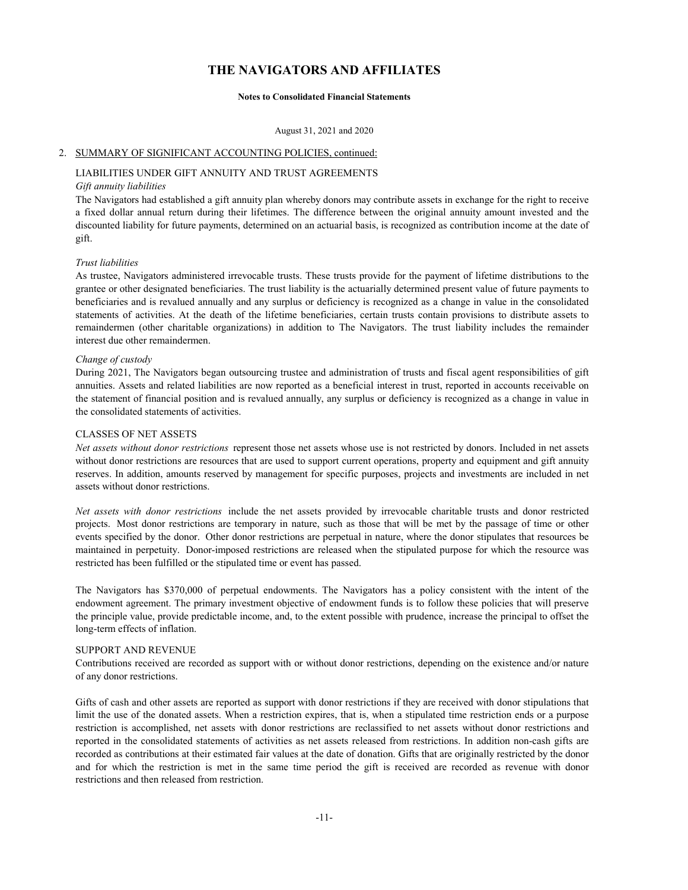# THE NAVIGATORS AND AFFILIATES

**Notes to Consolidated Financial Statements**

August 31, 2021 and 2020

2. SUMMARY OF SIGNIFICANT ACCOUNTING POLICIES, continued:

LIABILITIES UNDER GIFT ANNUITY AND TRUST AGREEMENTS

*Gift annuity liabilities*

The Navigators had established a gift annuity plan whereby donors may contribute assets in exchange for the right to receive a fixed dollar annual return during their lifetimes. The difference between the original annuity amount invested and the discounted liability for future payments, determined on an actuarial basis, is recognized as contribution income at the date of gift.

*Trust liabilities*

As trustee, Navigators administered irrevocable trusts. These trusts provide for the payment of lifetime distributions to the grantee or other designated beneficiaries. The trust liability is the actuarially determined present value of future payments to beneficiaries and is revalued annually and any surplus or deficiency is recognized as a change in value in the consolidated statements of activities. At the death of the lifetime beneficiaries, certain trusts contain provisions to distribute assets to remaindermen (other charitable organizations) in addition to The Navigators. The trust liability includes the remainder interest due other remaindermen.

*Change of custody*

During 2021, The Navigators began outsourcing trustee and administration of trusts and fiscal agent responsibilities of gift annuities. Assets and related liabilities are now reported as a beneficial interest in trust, reported in accounts receivable on the statement of financial position and is revalued annually, any surplus or deficiency is recognized as a change in value in the consolidated statements of activities.

CLASSES OF NET ASSETS

*Net assets without donor restrictions* represent those net assets whose use is not restricted by donors. Included in net assets without donor restrictions are resources that are used to support current operations, property and equipment and gift annuity reserves. In addition, amounts reserved by management for specific purposes, projects and investments are included in net assets without donor restrictions.

*Net assets with donor restrictions* include the net assets provided by irrevocable charitable trusts and donor restricted projects. Most donor restrictions are temporary in nature, such as those that will be met by the passage of time or other events specified by the donor. Other donor restrictions are perpetual in nature, where the donor stipulates that resources be maintained in perpetuity. Donor-imposed restrictions are released when the stipulated purpose for which the resource was restricted has been fulfilled or the stipulated time or event has passed.

The Navigators has $370,000 of perpetual endowments. The Navigators has a policy consistent with the intent of the endowment agreement. The primary investment objective of endowment funds is to follow these policies that will preserve the principle value, provide predictable income, and, to the extent possible with prudence, increase the principal to offset the long-term effects of inflation.

SUPPORT AND REVENUE

Contributions received are recorded as support with or without donor restrictions, depending on the existence and/or nature of any donor restrictions.

Gifts of cash and other assets are reported as support with donor restrictions if they are received with donor stipulations that limit the use of the donated assets. When a restriction expires, that is, when a stipulated time restriction ends or a purpose restriction is accomplished, net assets with donor restrictions are reclassified to net assets without donor restrictions and reported in the consolidated statements of activities as net assets released from restrictions. In addition non-cash gifts are recorded as contributions at their estimated fair values at the date of donation. Gifts that are originally restricted by the donor and for which the restriction is met in the same time period the gift is received are recorded as revenue with donor restrictions and then released from restriction.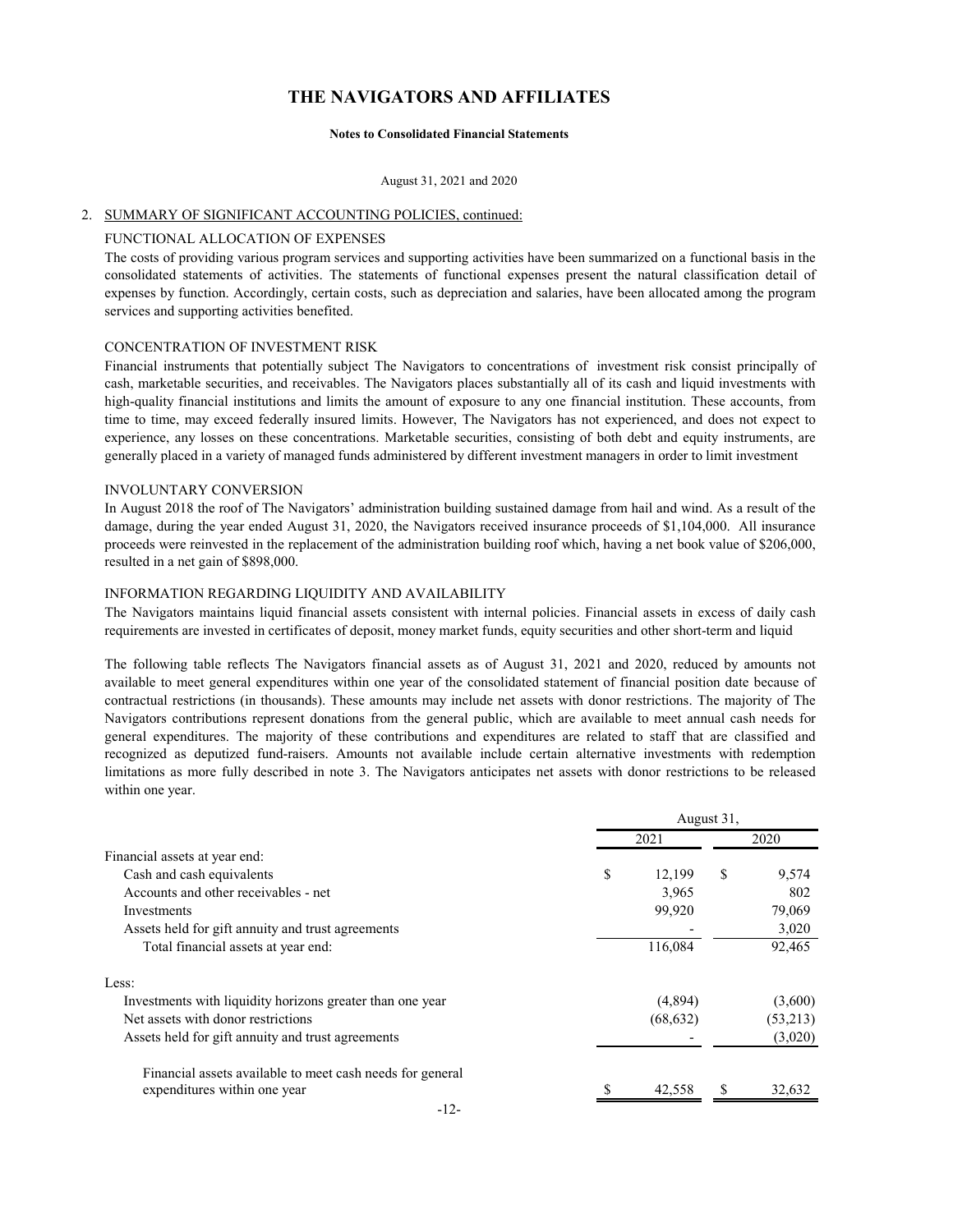# THE NAVIGATORS AND AFFILIATES

**Notes to Consolidated Financial Statements**

August 31, 2021 and 2020

2. SUMMARY OF SIGNIFICANT ACCOUNTING POLICIES, continued:

FUNCTIONAL ALLOCATION OF EXPENSES

The costs of providing various program services and supporting activities have been summarized on a functional basis in the consolidated statements of activities. The statements of functional expenses present the natural classification detail of expenses by function. Accordingly, certain costs, such as depreciation and salaries, have been allocated among the program services and supporting activities benefited.

CONCENTRATION OF INVESTMENT RISK

Financial instruments that potentially subject The Navigators to concentrations of investment risk consist principally of cash, marketable securities, and receivables. The Navigators places substantially all of its cash and liquid investments with high-quality financial institutions and limits the amount of exposure to any one financial institution. These accounts, from time to time, may exceed federally insured limits. However, The Navigators has not experienced, and does not expect to experience, any losses on these concentrations. Marketable securities, consisting of both debt and equity instruments, are generally placed in a variety of managed funds administered by different investment managers in order to limit investment

INVOLUNTARY CONVERSION

In August 2018 the roof of The Navigators' administration building sustained damage from hail and wind. As a result of the damage, during the year ended August 31, 2020, the Navigators received insurance proceeds of $1,104,000. All insurance proceeds were reinvested in the replacement of the administration building roof which, having a net book value of $206,000, resulted in a net gain of $898,000.

INFORMATION REGARDING LIQUIDITY AND AVAILABILITY

The Navigators maintains liquid financial assets consistent with internal policies. Financial assets in excess of daily cash requirements are invested in certificates of deposit, money market funds, equity securities and other short-term and liquid

The following table reflects The Navigators financial assets as of August 31, 2021 and 2020, reduced by amounts not available to meet general expenditures within one year of the consolidated statement of financial position date because of contractual restrictions (in thousands). These amounts may include net assets with donor restrictions. The majority of The Navigators contributions represent donations from the general public, which are available to meet annual cash needs for general expenditures. The majority of these contributions and expenditures are related to staff that are classified and recognized as deputized fund-raisers. Amounts not available include certain alternative investments with redemption limitations as more fully described in note 3. The Navigators anticipates net assets with donor restrictions to be released within one year.

| | August 31, | |
|---|---|---|
| | 2021 | 2020 |
| Financial assets at year end: | | |
| Cash and cash equivalents | $ 12,199 | $ 9,574 |
| Accounts and other receivables - net | 3,965 | 802 |
| Investments | 99,920 | 79,069 |
| Assets held for gift annuity and trust agreements | - | 3,020 |
| Total financial assets at year end: | 116,084 | 92,465 |
| Less: | | |
| Investments with liquidity horizons greater than one year | (4,894) | (3,600) |
| Net assets with donor restrictions | (68,632) | (53,213) |
| Assets held for gift annuity and trust agreements | - | (3,020) |
| Financial assets available to meet cash needs for general expenditures within one year | $ 42,558 | $ 32,632 |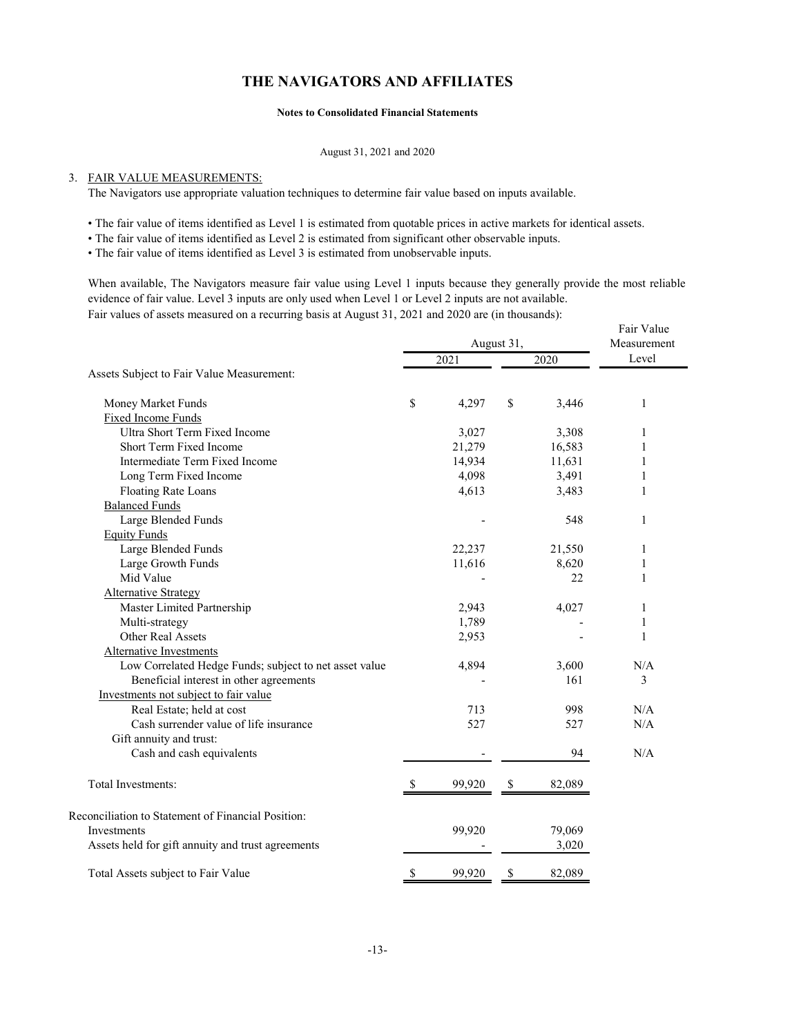# THE NAVIGATORS AND AFFILIATES

**Notes to Consolidated Financial Statements**

August 31, 2021 and 2020

3. FAIR VALUE MEASUREMENTS:

The Navigators use appropriate valuation techniques to determine fair value based on inputs available.

- The fair value of items identified as Level 1 is estimated from quotable prices in active markets for identical assets.
- The fair value of items identified as Level 2 is estimated from significant other observable inputs.
- The fair value of items identified as Level 3 is estimated from unobservable inputs.

When available, The Navigators measure fair value using Level 1 inputs because they generally provide the most reliable evidence of fair value. Level 3 inputs are only used when Level 1 or Level 2 inputs are not available.

Fair values of assets measured on a recurring basis at August 31, 2021 and 2020 are (in thousands):

| | August 31, | | Fair Value Measurement |
|---|---|---|---|
| | 2021 | 2020 | Level |
| Assets Subject to Fair Value Measurement: | | | |
| Money Market Funds | $ 4,297 | $ 3,446 | 1 |
| Fixed Income Funds | | | |
| Ultra Short Term Fixed Income | 3,027 | 3,308 | 1 |
| Short Term Fixed Income | 21,279 | 16,583 | 1 |
| Intermediate Term Fixed Income | 14,934 | 11,631 | 1 |
| Long Term Fixed Income | 4,098 | 3,491 | 1 |
| Floating Rate Loans | 4,613 | 3,483 | 1 |
| Balanced Funds | | | |
| Large Blended Funds | - | 548 | 1 |
| Equity Funds | | | |
| Large Blended Funds | 22,237 | 21,550 | 1 |
| Large Growth Funds | 11,616 | 8,620 | 1 |
| Mid Value | - | 22 | 1 |
| Alternative Strategy | | | |
| Master Limited Partnership | 2,943 | 4,027 | 1 |
| Multi-strategy | 1,789 | - | 1 |
| Other Real Assets | 2,953 | - | 1 |
| Alternative Investments | | | |
| Low Correlated Hedge Funds; subject to net asset value | 4,894 | 3,600 | N/A |
| Beneficial interest in other agreements | - | 161 | 3 |
| Investments not subject to fair value | | | |
| Real Estate; held at cost | 713 | 998 | N/A |
| Cash surrender value of life insurance | 527 | 527 | N/A |
| Gift annuity and trust: | | | |
| Cash and cash equivalents | - | 94 | N/A |
| Total Investments: | $ 99,920 | $ 82,089 | |
| Reconciliation to Statement of Financial Position: | | | |
| Investments | 99,920 | 79,069 | |
| Assets held for gift annuity and trust agreements | - | 3,020 | |
| Total Assets subject to Fair Value | $ 99,920 | $ 82,089 | |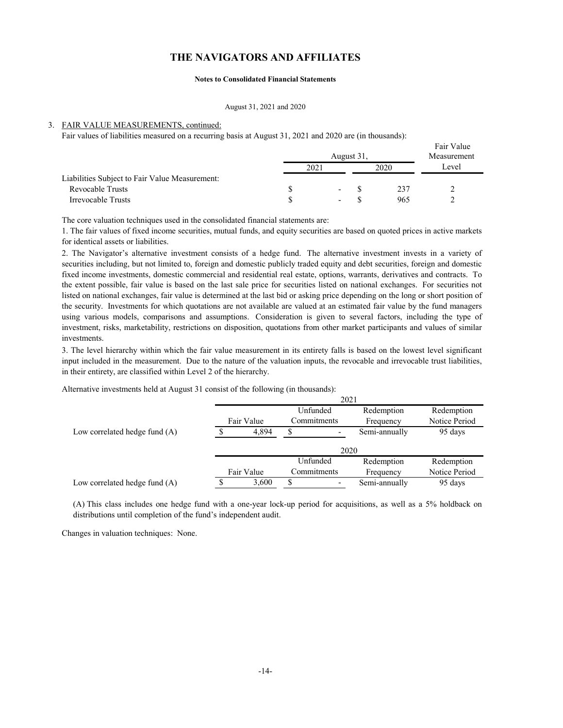# THE NAVIGATORS AND AFFILIATES

**Notes to Consolidated Financial Statements**

August 31, 2021 and 2020

3. FAIR VALUE MEASUREMENTS, continued:

Fair values of liabilities measured on a recurring basis at August 31, 2021 and 2020 are (in thousands):

| | August 31, 2021 | August 31, 2020 | Fair Value Measurement Level |
|---|---|---|---|
| Liabilities Subject to Fair Value Measurement: | | | |
| Revocable Trusts | $ - | $ 237 | 2 |
| Irrevocable Trusts | $ - | $ 965 | 2 |

The core valuation techniques used in the consolidated financial statements are:

1. The fair values of fixed income securities, mutual funds, and equity securities are based on quoted prices in active markets for identical assets or liabilities.

2. The Navigator's alternative investment consists of a hedge fund. The alternative investment invests in a variety of securities including, but not limited to, foreign and domestic publicly traded equity and debt securities, foreign and domestic fixed income investments, domestic commercial and residential real estate, options, warrants, derivatives and contracts. To the extent possible, fair value is based on the last sale price for securities listed on national exchanges. For securities not listed on national exchanges, fair value is determined at the last bid or asking price depending on the long or short position of the security. Investments for which quotations are not available are valued at an estimated fair value by the fund managers using various models, comparisons and assumptions. Consideration is given to several factors, including the type of investment, risks, marketability, restrictions on disposition, quotations from other market participants and values of similar investments.

3. The level hierarchy within which the fair value measurement in its entirety falls is based on the lowest level significant input included in the measurement. Due to the nature of the valuation inputs, the revocable and irrevocable trust liabilities, in their entirety, are classified within Level 2 of the hierarchy.

Alternative investments held at August 31 consist of the following (in thousands):

| | 2021 | | | |
|---|---|---|---|---|
| | Fair Value | Unfunded Commitments | Redemption Frequency | Redemption Notice Period |
| Low correlated hedge fund (A) | $ 4,894 | $ - | Semi-annually | 95 days |

| | 2020 | | | |
|---|---|---|---|---|
| | Fair Value | Unfunded Commitments | Redemption Frequency | Redemption Notice Period |
| Low correlated hedge fund (A) | $ 3,600 | $ - | Semi-annually | 95 days |

(A) This class includes one hedge fund with a one-year lock-up period for acquisitions, as well as a 5% holdback on distributions until completion of the fund's independent audit.

Changes in valuation techniques: None.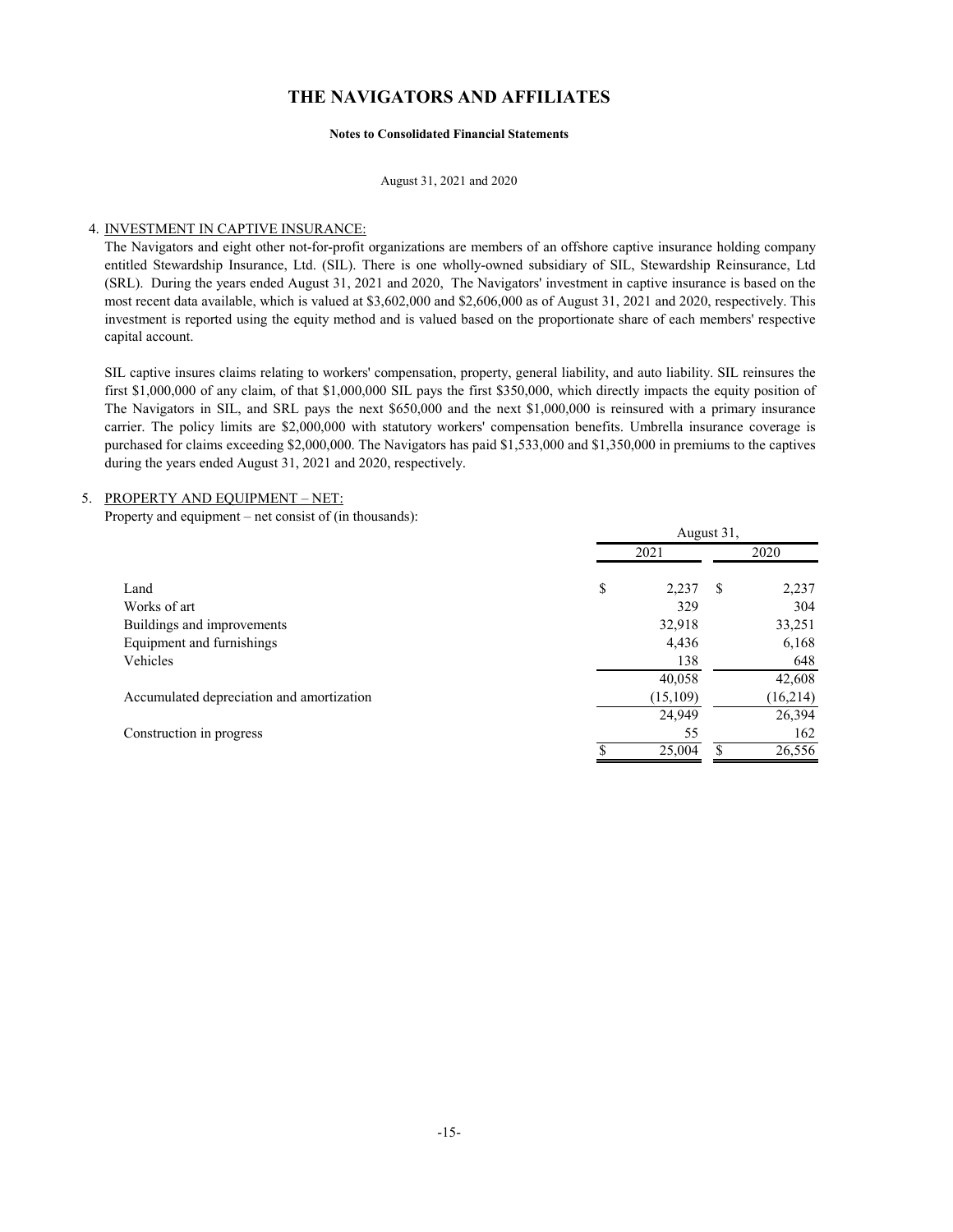# THE NAVIGATORS AND AFFILIATES

**Notes to Consolidated Financial Statements**

August 31, 2021 and 2020

4. INVESTMENT IN CAPTIVE INSURANCE:

The Navigators and eight other not-for-profit organizations are members of an offshore captive insurance holding company entitled Stewardship Insurance, Ltd. (SIL). There is one wholly-owned subsidiary of SIL, Stewardship Reinsurance, Ltd (SRL). During the years ended August 31, 2021 and 2020, The Navigators' investment in captive insurance is based on the most recent data available, which is valued at $3,602,000 and $2,606,000 as of August 31, 2021 and 2020, respectively. This investment is reported using the equity method and is valued based on the proportionate share of each members' respective capital account.

SIL captive insures claims relating to workers' compensation, property, general liability, and auto liability. SIL reinsures the first $1,000,000 of any claim, of that $1,000,000 SIL pays the first $350,000, which directly impacts the equity position of The Navigators in SIL, and SRL pays the next $650,000 and the next $1,000,000 is reinsured with a primary insurance carrier. The policy limits are $2,000,000 with statutory workers' compensation benefits. Umbrella insurance coverage is purchased for claims exceeding $2,000,000. The Navigators has paid $1,533,000 and $1,350,000 in premiums to the captives during the years ended August 31, 2021 and 2020, respectively.

5. PROPERTY AND EQUIPMENT – NET:

Property and equipment – net consist of (in thousands):

| | August 31, 2021 | August 31, 2020 |
|---|---|---|
| Land | $ 2,237 | $ 2,237 |
| Works of art | 329 | 304 |
| Buildings and improvements | 32,918 | 33,251 |
| Equipment and furnishings | 4,436 | 6,168 |
| Vehicles | 138 | 648 |
| | 40,058 | 42,608 |
| Accumulated depreciation and amortization | (15,109) | (16,214) |
| | 24,949 | 26,394 |
| Construction in progress | 55 | 162 |
| | $ 25,004 | $ 26,556 |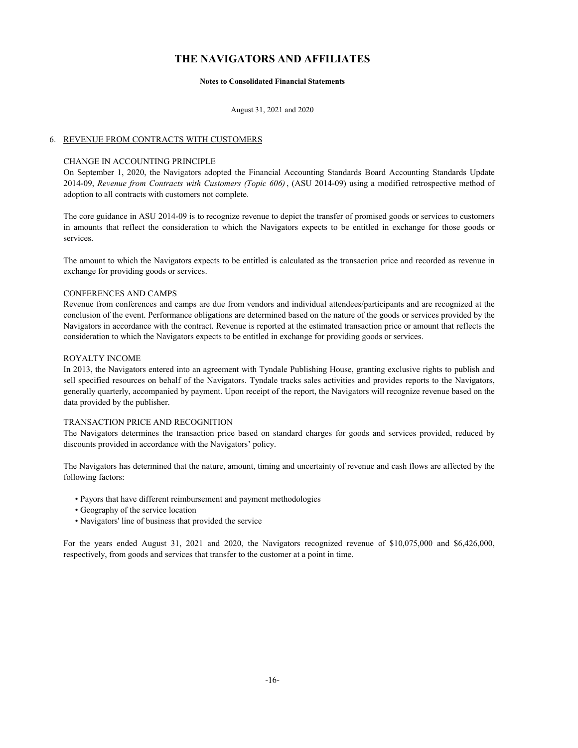# THE NAVIGATORS AND AFFILIATES

**Notes to Consolidated Financial Statements**

August 31, 2021 and 2020

## 6. REVENUE FROM CONTRACTS WITH CUSTOMERS

### CHANGE IN ACCOUNTING PRINCIPLE

On September 1, 2020, the Navigators adopted the Financial Accounting Standards Board Accounting Standards Update 2014-09, *Revenue from Contracts with Customers (Topic 606)*, (ASU 2014-09) using a modified retrospective method of adoption to all contracts with customers not complete.

The core guidance in ASU 2014-09 is to recognize revenue to depict the transfer of promised goods or services to customers in amounts that reflect the consideration to which the Navigators expects to be entitled in exchange for those goods or services.

The amount to which the Navigators expects to be entitled is calculated as the transaction price and recorded as revenue in exchange for providing goods or services.

### CONFERENCES AND CAMPS

Revenue from conferences and camps are due from vendors and individual attendees/participants and are recognized at the conclusion of the event. Performance obligations are determined based on the nature of the goods or services provided by the Navigators in accordance with the contract. Revenue is reported at the estimated transaction price or amount that reflects the consideration to which the Navigators expects to be entitled in exchange for providing goods or services.

### ROYALTY INCOME

In 2013, the Navigators entered into an agreement with Tyndale Publishing House, granting exclusive rights to publish and sell specified resources on behalf of the Navigators. Tyndale tracks sales activities and provides reports to the Navigators, generally quarterly, accompanied by payment. Upon receipt of the report, the Navigators will recognize revenue based on the data provided by the publisher.

### TRANSACTION PRICE AND RECOGNITION

The Navigators determines the transaction price based on standard charges for goods and services provided, reduced by discounts provided in accordance with the Navigators' policy.

The Navigators has determined that the nature, amount, timing and uncertainty of revenue and cash flows are affected by the following factors:

- Payors that have different reimbursement and payment methodologies
- Geography of the service location
- Navigators' line of business that provided the service

For the years ended August 31, 2021 and 2020, the Navigators recognized revenue of $10,075,000 and $6,426,000, respectively, from goods and services that transfer to the customer at a point in time.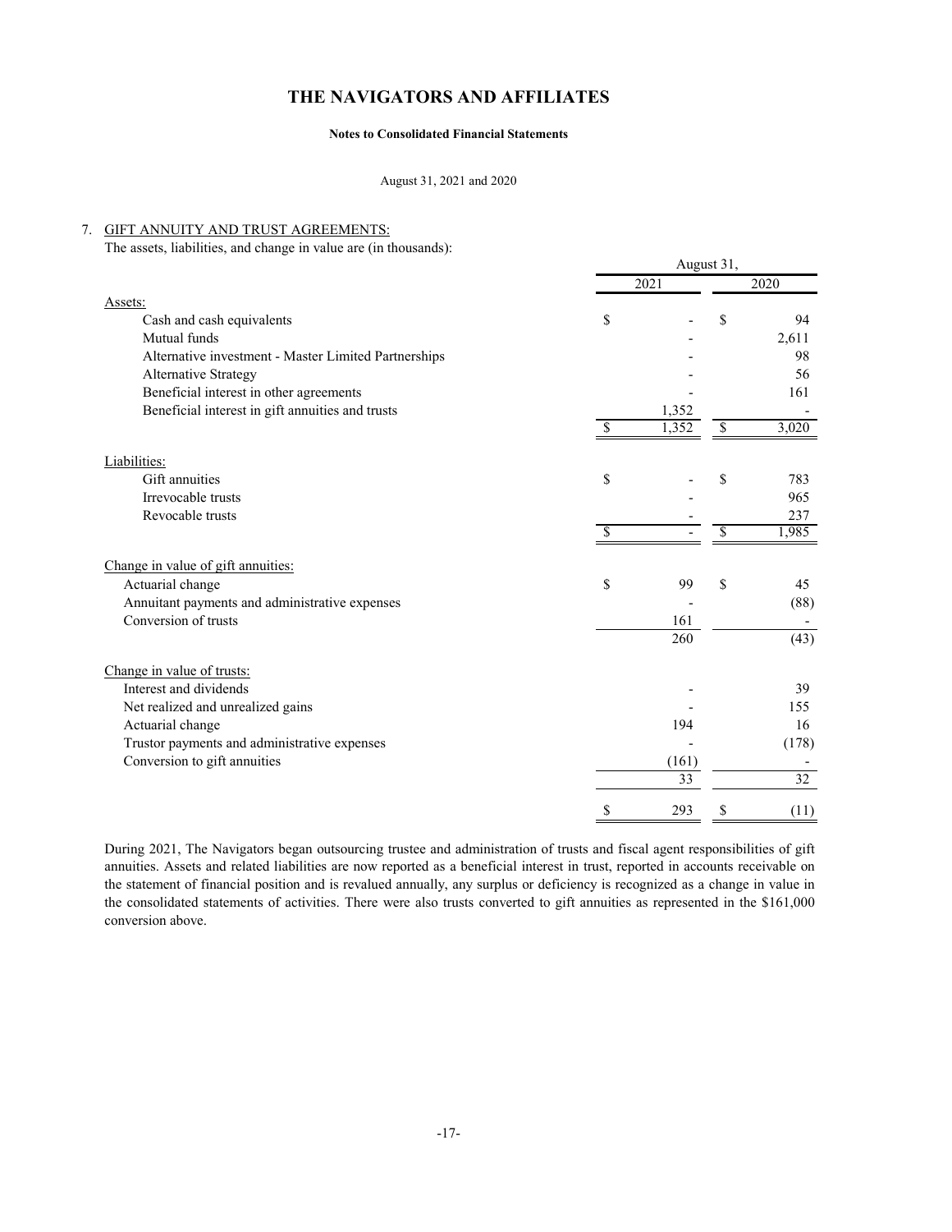# THE NAVIGATORS AND AFFILIATES

**Notes to Consolidated Financial Statements**

August 31, 2021 and 2020

7. GIFT ANNUITY AND TRUST AGREEMENTS:

The assets, liabilities, and change in value are (in thousands):

| | August 31, 2021 | August 31, 2020 |
|---|---|---|
| **Assets:** | | |
| Cash and cash equivalents | $ - | $ 94 |
| Mutual funds | - | 2,611 |
| Alternative investment - Master Limited Partnerships | - | 98 |
| Alternative Strategy | - | 56 |
| Beneficial interest in other agreements | - | 161 |
| Beneficial interest in gift annuities and trusts | 1,352 | - |
| | $ 1,352 | $ 3,020 |
| **Liabilities:** | | |
| Gift annuities | $ - | $ 783 |
| Irrevocable trusts | - | 965 |
| Revocable trusts | - | 237 |
| | $ - | $ 1,985 |
| **Change in value of gift annuities:** | | |
| Actuarial change | $ 99 | $ 45 |
| Annuitant payments and administrative expenses | - | (88) |
| Conversion of trusts | 161 | - |
| | 260 | (43) |
| **Change in value of trusts:** | | |
| Interest and dividends | - | 39 |
| Net realized and unrealized gains | - | 155 |
| Actuarial change | 194 | 16 |
| Trustor payments and administrative expenses | - | (178) |
| Conversion to gift annuities | (161) | - |
| | 33 | 32 |
| | $ 293 | $ (11) |

During 2021, The Navigators began outsourcing trustee and administration of trusts and fiscal agent responsibilities of gift annuities. Assets and related liabilities are now reported as a beneficial interest in trust, reported in accounts receivable on the statement of financial position and is revalued annually, any surplus or deficiency is recognized as a change in value in the consolidated statements of activities. There were also trusts converted to gift annuities as represented in the $161,000 conversion above.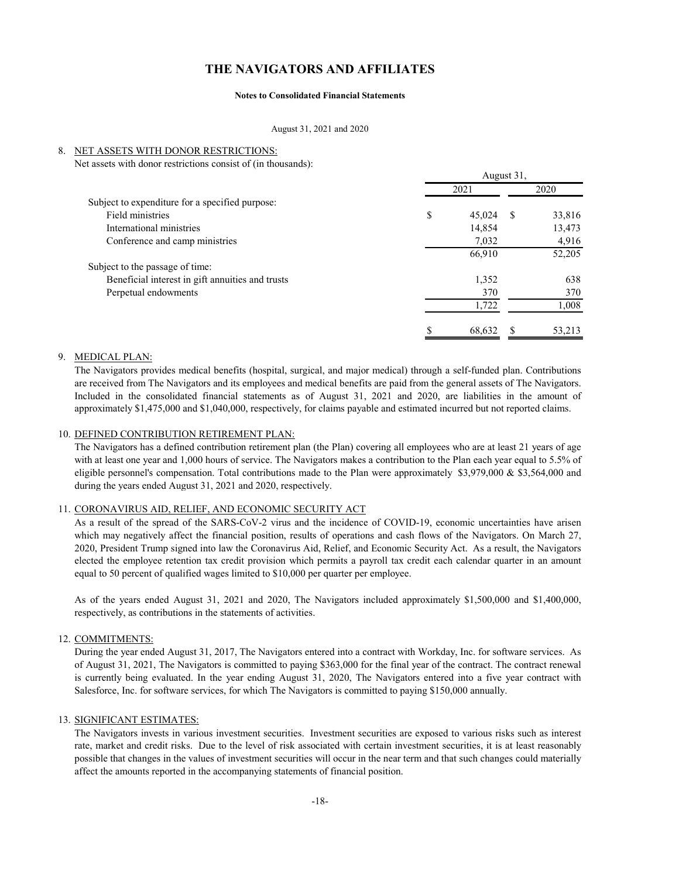# THE NAVIGATORS AND AFFILIATES

**Notes to Consolidated Financial Statements**

August 31, 2021 and 2020

## 8. NET ASSETS WITH DONOR RESTRICTIONS:

Net assets with donor restrictions consist of (in thousands):

| | August 31, | |
|---|---|---|
| | 2021 | 2020 |
| Subject to expenditure for a specified purpose: | | |
| Field ministries | $ 45,024 | $ 33,816 |
| International ministries | 14,854 | 13,473 |
| Conference and camp ministries | 7,032 | 4,916 |
| | 66,910 | 52,205 |
| Subject to the passage of time: | | |
| Beneficial interest in gift annuities and trusts | 1,352 | 638 |
| Perpetual endowments | 370 | 370 |
| | 1,722 | 1,008 |
| | $ 68,632 | $ 53,213 |

## 9. MEDICAL PLAN:

The Navigators provides medical benefits (hospital, surgical, and major medical) through a self-funded plan. Contributions are received from The Navigators and its employees and medical benefits are paid from the general assets of The Navigators. Included in the consolidated financial statements as of August 31, 2021 and 2020, are liabilities in the amount of approximately $1,475,000 and $1,040,000, respectively, for claims payable and estimated incurred but not reported claims.

## 10. DEFINED CONTRIBUTION RETIREMENT PLAN:

The Navigators has a defined contribution retirement plan (the Plan) covering all employees who are at least 21 years of age with at least one year and 1,000 hours of service. The Navigators makes a contribution to the Plan each year equal to 5.5% of eligible personnel's compensation. Total contributions made to the Plan were approximately $3,979,000 & $3,564,000 and during the years ended August 31, 2021 and 2020, respectively.

## 11. CORONAVIRUS AID, RELIEF, AND ECONOMIC SECURITY ACT

As a result of the spread of the SARS-CoV-2 virus and the incidence of COVID-19, economic uncertainties have arisen which may negatively affect the financial position, results of operations and cash flows of the Navigators. On March 27, 2020, President Trump signed into law the Coronavirus Aid, Relief, and Economic Security Act. As a result, the Navigators elected the employee retention tax credit provision which permits a payroll tax credit each calendar quarter in an amount equal to 50 percent of qualified wages limited to $10,000 per quarter per employee.

As of the years ended August 31, 2021 and 2020, The Navigators included approximately $1,500,000 and $1,400,000, respectively, as contributions in the statements of activities.

## 12. COMMITMENTS:

During the year ended August 31, 2017, The Navigators entered into a contract with Workday, Inc. for software services. As of August 31, 2021, The Navigators is committed to paying $363,000 for the final year of the contract. The contract renewal is currently being evaluated. In the year ending August 31, 2020, The Navigators entered into a five year contract with Salesforce, Inc. for software services, for which The Navigators is committed to paying $150,000 annually.

## 13. SIGNIFICANT ESTIMATES:

The Navigators invests in various investment securities. Investment securities are exposed to various risks such as interest rate, market and credit risks. Due to the level of risk associated with certain investment securities, it is at least reasonably possible that changes in the values of investment securities will occur in the near term and that such changes could materially affect the amounts reported in the accompanying statements of financial position.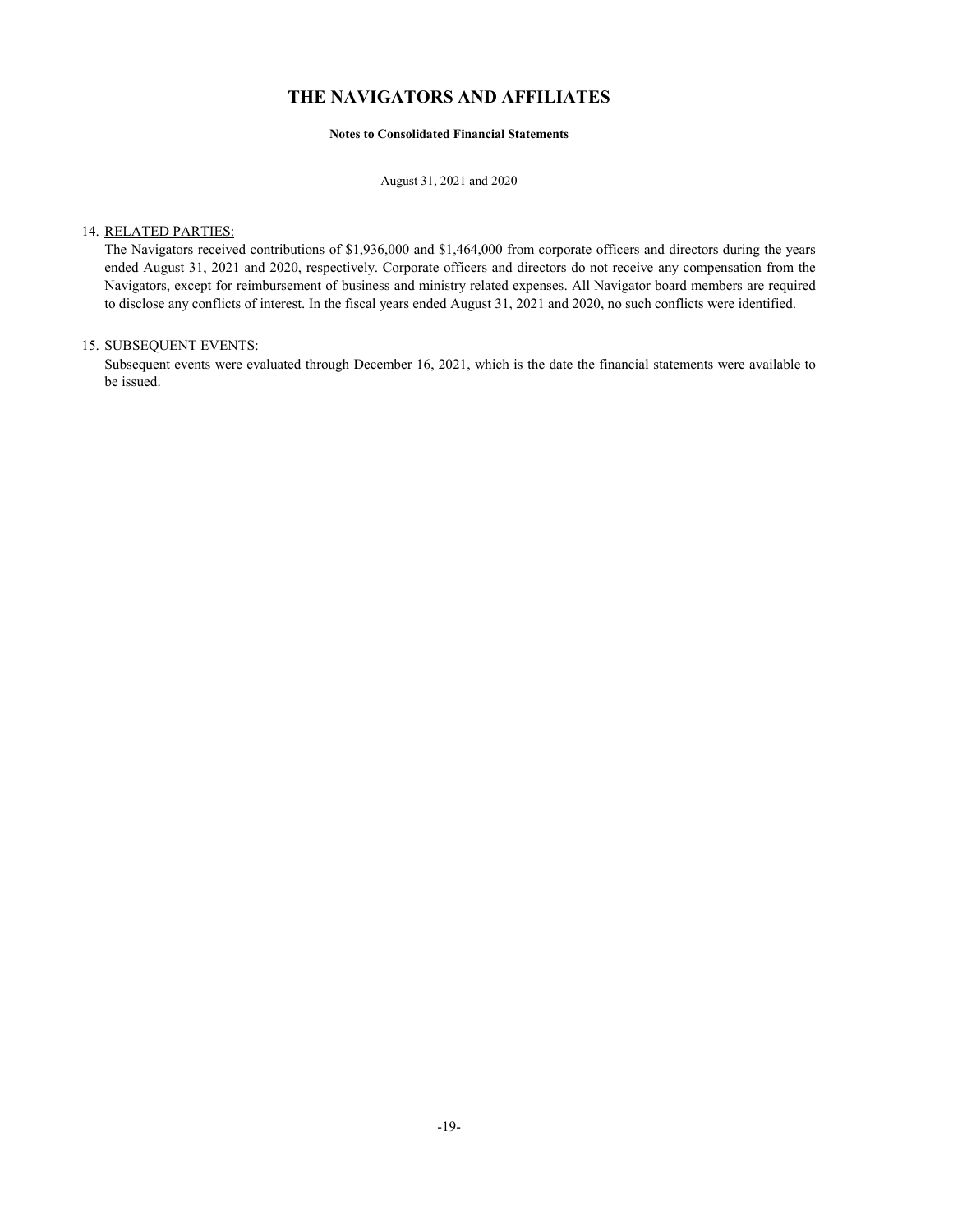# THE NAVIGATORS AND AFFILIATES

**Notes to Consolidated Financial Statements**

August 31, 2021 and 2020

14. RELATED PARTIES:

The Navigators received contributions of $1,936,000 and $1,464,000 from corporate officers and directors during the years ended August 31, 2021 and 2020, respectively. Corporate officers and directors do not receive any compensation from the Navigators, except for reimbursement of business and ministry related expenses. All Navigator board members are required to disclose any conflicts of interest. In the fiscal years ended August 31, 2021 and 2020, no such conflicts were identified.

15. SUBSEQUENT EVENTS:

Subsequent events were evaluated through December 16, 2021, which is the date the financial statements were available to be issued.